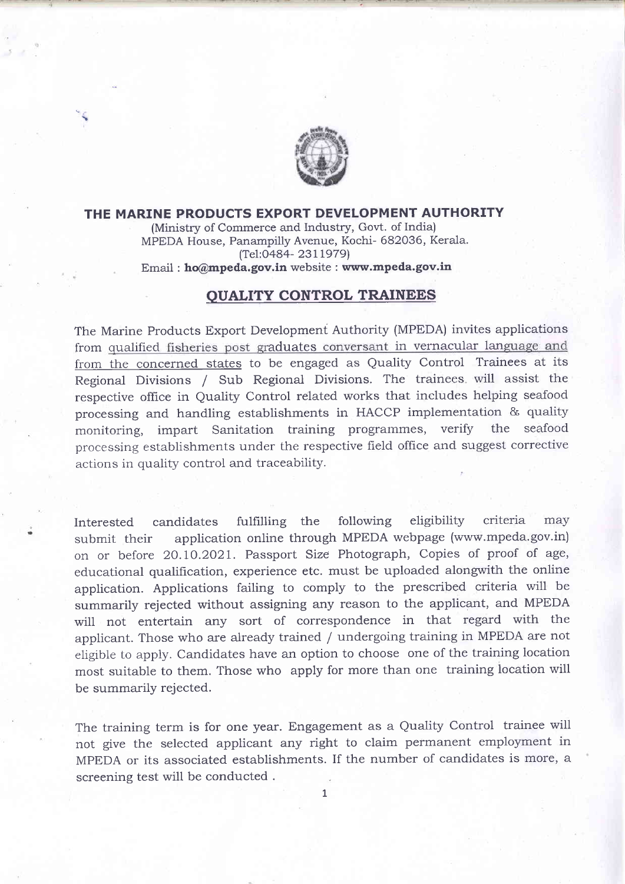# THE MARINE PRODUCTS EXPORT DEVELOPMENT AUTHORITY

(Ministry of Commerce and Industry, Govt. of India)
MPEDA House, Panampilly Avenue, Kochi- 682036, Kerala.
(Tel:0484- 2311979)
Email : **ho@mpeda.gov.in** website : **www.mpeda.gov.in**

## QUALITY CONTROL TRAINEES

The Marine Products Export Development Authority (MPEDA) invites applications from qualified fisheries post graduates conversant in vernacular language and from the concerned states to be engaged as Quality Control Trainees at its Regional Divisions / Sub Regional Divisions. The trainees will assist the respective office in Quality Control related works that includes helping seafood processing and handling establishments in HACCP implementation & quality monitoring, impart Sanitation training programmes, verify the seafood processing establishments under the respective field office and suggest corrective actions in quality control and traceability.

Interested candidates fulfilling the following eligibility criteria may submit their application online through MPEDA webpage (www.mpeda.gov.in) on or before 20.10.2021. Passport Size Photograph, Copies of proof of age, educational qualification, experience etc. must be uploaded alongwith the online application. Applications failing to comply to the prescribed criteria will be summarily rejected without assigning any reason to the applicant, and MPEDA will not entertain any sort of correspondence in that regard with the applicant. Those who are already trained / undergoing training in MPEDA are not eligible to apply. Candidates have an option to choose one of the training location most suitable to them. Those who apply for more than one training location will be summarily rejected.

The training term is for one year. Engagement as a Quality Control trainee will not give the selected applicant any right to claim permanent employment in MPEDA or its associated establishments. If the number of candidates is more, a screening test will be conducted .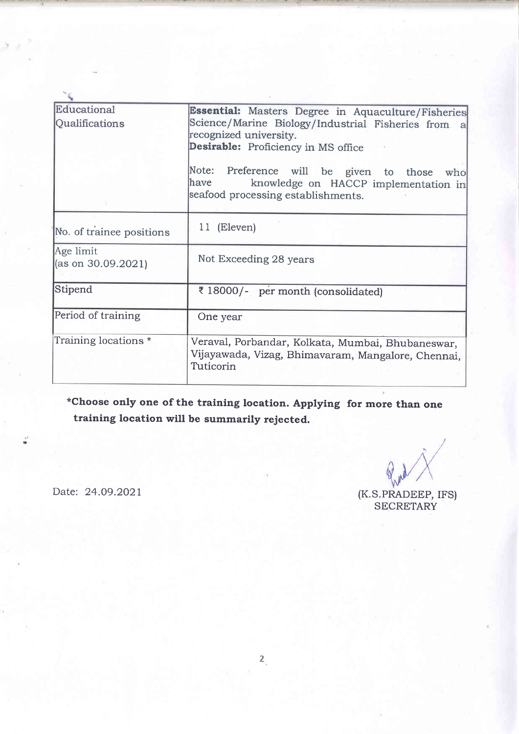| | |
|---|---|
| Educational Qualifications | **Essential:** Masters Degree in Aquaculture/Fisheries Science/Marine Biology/Industrial Fisheries from a recognized university.<br>**Desirable:** Proficiency in MS office<br><br>Note: Preference will be given to those who have knowledge on HACCP implementation in seafood processing establishments. |
| No. of trainee positions | 11 (Eleven) |
| Age limit (as on 30.09.2021) | Not Exceeding 28 years |
| Stipend | ₹ 18000/- per month (consolidated) |
| Period of training | One year |
| Training locations * | Veraval, Porbandar, Kolkata, Mumbai, Bhubaneswar, Vijayawada, Vizag, Bhimavaram, Mangalore, Chennai, Tuticorin |

***Choose only one of the training location. Applying for more than one training location will be summarily rejected.**

Date: 24.09.2021

(K.S.PRADEEP, IFS)
SECRETARY